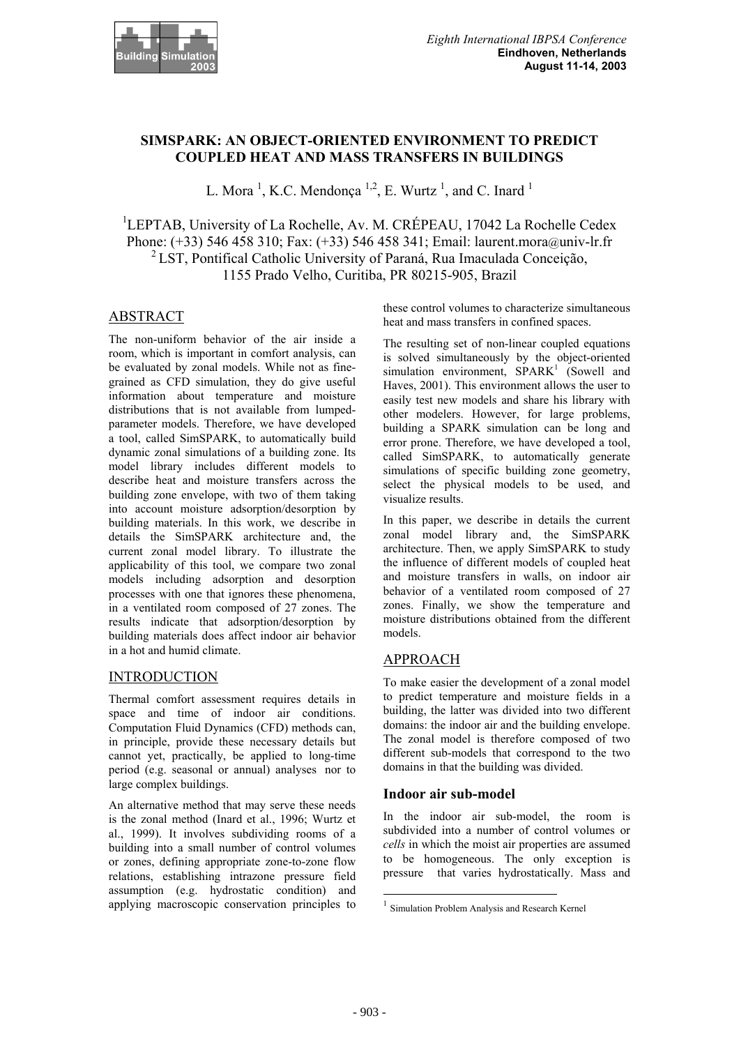# SIMSPARK: AN OBJECT-ORIENTED ENVIRONMENT TO PREDICT COUPLED HEAT AND MASS TRANSFERS IN BUILDINGS

L. Mora [1], K.C. Mendonça [1,2], E. Wurtz [1], and C. Inard [1]

[1]LEPTAB, University of La Rochelle, Av. M. CRÉPEAU, 17042 La Rochelle Cedex
Phone: (+33) 546 458 310; Fax: (+33) 546 458 341; Email: laurent.mora@univ-lr.fr
[2] LST, Pontifical Catholic University of Paraná, Rua Imaculada Conceição, 1155 Prado Velho, Curitiba, PR 80215-905, Brazil

## ABSTRACT

The non-uniform behavior of the air inside a room, which is important in comfort analysis, can be evaluated by zonal models. While not as fine-grained as CFD simulation, they do give useful information about temperature and moisture distributions that is not available from lumped-parameter models. Therefore, we have developed a tool, called SimSPARK, to automatically build dynamic zonal simulations of a building zone. Its model library includes different models to describe heat and moisture transfers across the building zone envelope, with two of them taking into account moisture adsorption/desorption by building materials. In this work, we describe in details the SimSPARK architecture and, the current zonal model library. To illustrate the applicability of this tool, we compare two zonal models including adsorption and desorption processes with one that ignores these phenomena, in a ventilated room composed of 27 zones. The results indicate that adsorption/desorption by building materials does affect indoor air behavior in a hot and humid climate.

## INTRODUCTION

Thermal comfort assessment requires details in space and time of indoor air conditions. Computation Fluid Dynamics (CFD) methods can, in principle, provide these necessary details but cannot yet, practically, be applied to long-time period (e.g. seasonal or annual) analyses nor to large complex buildings.

An alternative method that may serve these needs is the zonal method (Inard et al., 1996; Wurtz et al., 1999). It involves subdividing rooms of a building into a small number of control volumes or zones, defining appropriate zone-to-zone flow relations, establishing intrazone pressure field assumption (e.g. hydrostatic condition) and applying macroscopic conservation principles to these control volumes to characterize simultaneous heat and mass transfers in confined spaces.

The resulting set of non-linear coupled equations is solved simultaneously by the object-oriented simulation environment, SPARK[1] (Sowell and Haves, 2001). This environment allows the user to easily test new models and share his library with other modelers. However, for large problems, building a SPARK simulation can be long and error prone. Therefore, we have developed a tool, called SimSPARK, to automatically generate simulations of specific building zone geometry, select the physical models to be used, and visualize results.

In this paper, we describe in details the current zonal model library and, the SimSPARK architecture. Then, we apply SimSPARK to study the influence of different models of coupled heat and moisture transfers in walls, on indoor air behavior of a ventilated room composed of 27 zones. Finally, we show the temperature and moisture distributions obtained from the different models.

## APPROACH

To make easier the development of a zonal model to predict temperature and moisture fields in a building, the latter was divided into two different domains: the indoor air and the building envelope. The zonal model is therefore composed of two different sub-models that correspond to the two domains in that the building was divided.

### Indoor air sub-model

In the indoor air sub-model, the room is subdivided into a number of control volumes or *cells* in which the moist air properties are assumed to be homogeneous. The only exception is pressure that varies hydrostatically. Mass and

[1] Simulation Problem Analysis and Research Kernel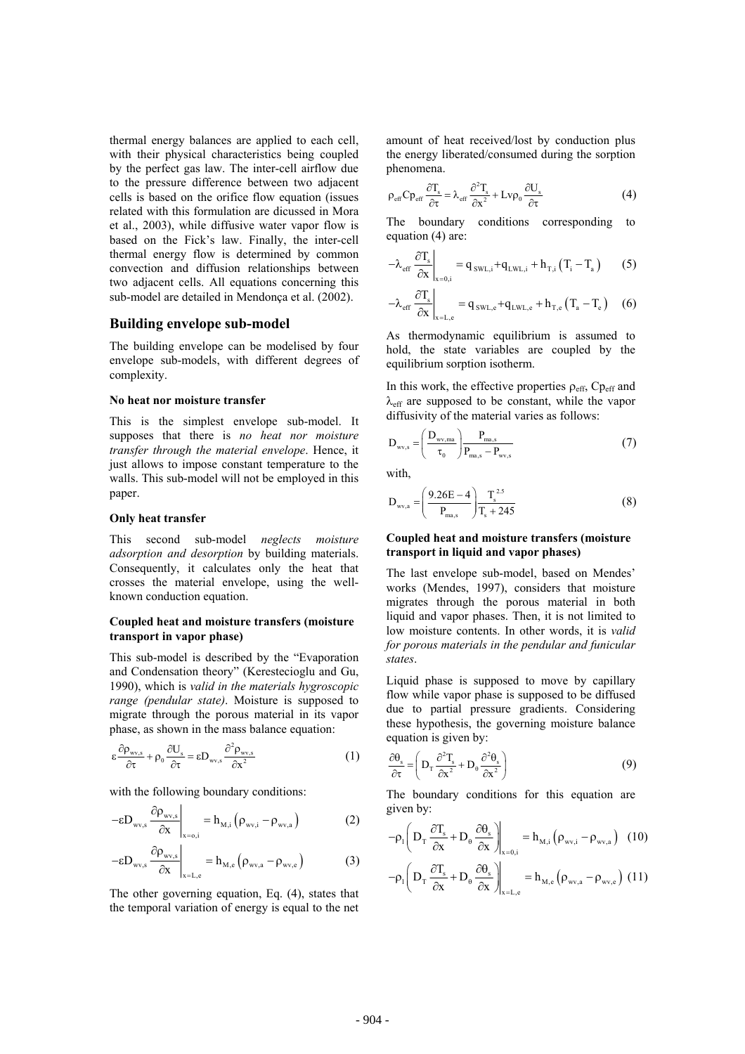thermal energy balances are applied to each cell, with their physical characteristics being coupled by the perfect gas law. The inter-cell airflow due to the pressure difference between two adjacent cells is based on the orifice flow equation (issues related with this formulation are dicussed in Mora et al., 2003), while diffusive water vapor flow is based on the Fick's law. Finally, the inter-cell thermal energy flow is determined by common convection and diffusion relationships between two adjacent cells. All equations concerning this sub-model are detailed in Mendonça et al. (2002).

## Building envelope sub-model

The building envelope can be modelised by four envelope sub-models, with different degrees of complexity.

#### No heat nor moisture transfer

This is the simplest envelope sub-model. It supposes that there is *no heat nor moisture transfer through the material envelope*. Hence, it just allows to impose constant temperature to the walls. This sub-model will not be employed in this paper.

#### Only heat transfer

This second sub-model *neglects moisture adsorption and desorption* by building materials. Consequently, it calculates only the heat that crosses the material envelope, using the well-known conduction equation.

#### Coupled heat and moisture transfers (moisture transport in vapor phase)

This sub-model is described by the "Evaporation and Condensation theory" (Kerestecioglu and Gu, 1990), which is *valid in the materials hygroscopic range (pendular state)*. Moisture is supposed to migrate through the porous material in its vapor phase, as shown in the mass balance equation:

$$\varepsilon \frac{\partial \rho_{wv,s}}{\partial \tau} + \rho_0 \frac{\partial U_s}{\partial \tau} = \varepsilon D_{wv,s} \frac{\partial^2 \rho_{wv,s}}{\partial x^2} \tag{1}$$

with the following boundary conditions:

$$-\varepsilon D_{wv,s} \left. \frac{\partial \rho_{wv,s}}{\partial x} \right|_{x=o,i} = h_{M,i} \left( \rho_{wv,i} - \rho_{wv,a} \right) \tag{2}$$

$$-\varepsilon D_{wv,s} \left. \frac{\partial \rho_{wv,s}}{\partial x} \right|_{x=L,e} = h_{M,e} \left( \rho_{wv,a} - \rho_{wv,e} \right) \tag{3}$$

The other governing equation, Eq. (4), states that the temporal variation of energy is equal to the net amount of heat received/lost by conduction plus the energy liberated/consumed during the sorption phenomena.

$$\rho_{eff} Cp_{eff} \frac{\partial T_s}{\partial \tau} = \lambda_{eff} \frac{\partial^2 T_s}{\partial x^2} + Lv \rho_0 \frac{\partial U_s}{\partial \tau} \tag{4}$$

The boundary conditions corresponding to equation (4) are:

$$-\lambda_{eff} \left. \frac{\partial T_s}{\partial x} \right|_{x=0,i} = q_{SWL,i} + q_{LWL,i} + h_{T,i} \left( T_i - T_a \right) \tag{5}$$

$$-\lambda_{eff} \left. \frac{\partial T_s}{\partial x} \right|_{x=L,e} = q_{SWL,e} + q_{LWL,e} + h_{T,e} \left( T_a - T_e \right) \tag{6}$$

As thermodynamic equilibrium is assumed to hold, the state variables are coupled by the equilibrium sorption isotherm.

In this work, the effective properties $\rho_{eff}$, $Cp_{eff}$ and $\lambda_{eff}$ are supposed to be constant, while the vapor diffusivity of the material varies as follows:

$$D_{wv,s} = \left( \frac{D_{wv,ma}}{\tau_0} \right) \frac{P_{ma,s}}{P_{ma,s} - P_{wv,s}} \tag{7}$$

with,

$$D_{wv,a} = \left( \frac{9.26E-4}{P_{ma,s}} \right) \frac{T_s^{2.5}}{T_s + 245} \tag{8}$$

#### Coupled heat and moisture transfers (moisture transport in liquid and vapor phases)

The last envelope sub-model, based on Mendes' works (Mendes, 1997), considers that moisture migrates through the porous material in both liquid and vapor phases. Then, it is not limited to low moisture contents. In other words, it is *valid for porous materials in the pendular and funicular states*.

Liquid phase is supposed to move by capillary flow while vapor phase is supposed to be diffused due to partial pressure gradients. Considering these hypothesis, the governing moisture balance equation is given by:

$$\frac{\partial \theta_s}{\partial \tau} = \left( D_T \frac{\partial^2 T_s}{\partial x^2} + D_\theta \frac{\partial^2 \theta_s}{\partial x^2} \right) \tag{9}$$

The boundary conditions for this equation are given by:

$$-\rho_l \left. \left( D_T \frac{\partial T_s}{\partial x} + D_\theta \frac{\partial \theta_s}{\partial x} \right) \right|_{x=0,i} = h_{M,i} \left( \rho_{wv,i} - \rho_{wv,a} \right) \tag{10}$$

$$-\rho_l \left. \left( D_T \frac{\partial T_s}{\partial x} + D_\theta \frac{\partial \theta_s}{\partial x} \right) \right|_{x=L,e} = h_{M,e} \left( \rho_{wv,a} - \rho_{wv,e} \right) \tag{11}$$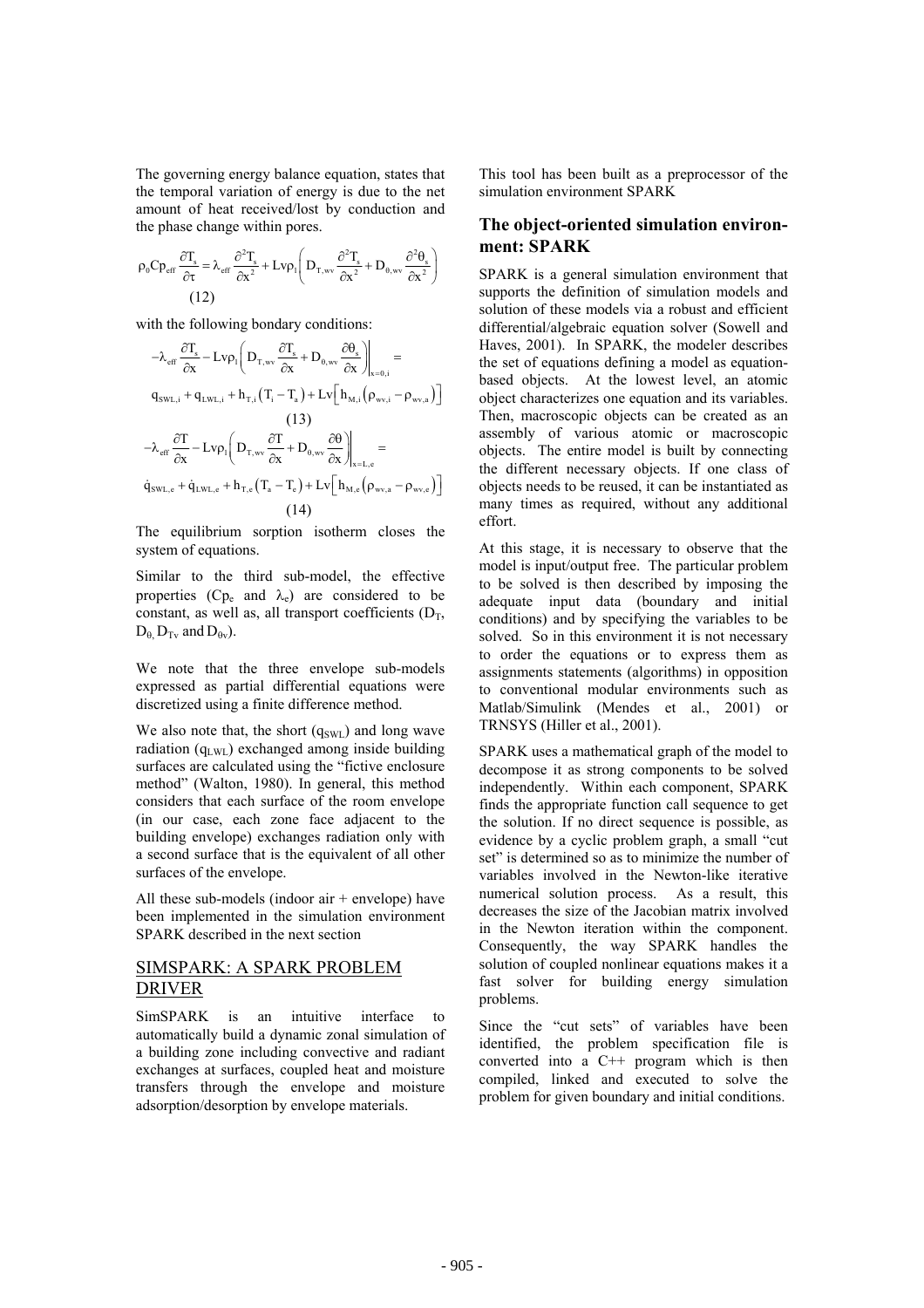The governing energy balance equation, states that the temporal variation of energy is due to the net amount of heat received/lost by conduction and the phase change within pores.

$$\rho_0 Cp_{eff}\frac{\partial T_s}{\partial \tau} = \lambda_{eff}\frac{\partial^2 T_s}{\partial x^2} + Lv\rho_l\left(D_{T,wv}\frac{\partial^2 T_s}{\partial x^2} + D_{\theta,wv}\frac{\partial^2 \theta_s}{\partial x^2}\right) \tag{12}$$

with the following bondary conditions:

$$-\lambda_{eff}\frac{\partial T_s}{\partial x} - Lv\rho_l\left(D_{T,wv}\frac{\partial T_s}{\partial x} + D_{\theta,wv}\frac{\partial \theta_s}{\partial x}\right)\Bigg|_{x=0,i} = q_{SWL,i} + q_{LWL,i} + h_{T,i}\left(T_i - T_a\right) + Lv\left[h_{M,i}\left(\rho_{wv,i} - \rho_{wv,a}\right)\right] \tag{13}$$

$$-\lambda_{eff}\frac{\partial T}{\partial x} - Lv\rho_l\left(D_{T,wv}\frac{\partial T}{\partial x} + D_{\theta,wv}\frac{\partial \theta}{\partial x}\right)\Bigg|_{x=L,e} = \dot{q}_{SWL,e} + \dot{q}_{LWL,e} + h_{T,e}\left(T_a - T_e\right) + Lv\left[h_{M,e}\left(\rho_{wv,a} - \rho_{wv,e}\right)\right] \tag{14}$$

The equilibrium sorption isotherm closes the system of equations.

Similar to the third sub-model, the effective properties ($Cp_e$ and $\lambda_e$) are considered to be constant, as well as, all transport coefficients ($D_T$, $D_\theta$, $D_{Tv}$ and $D_{\theta v}$).

We note that the three envelope sub-models expressed as partial differential equations were discretized using a finite difference method.

We also note that, the short ($q_{SWL}$) and long wave radiation ($q_{LWL}$) exchanged among inside building surfaces are calculated using the "fictive enclosure method" (Walton, 1980). In general, this method considers that each surface of the room envelope (in our case, each zone face adjacent to the building envelope) exchanges radiation only with a second surface that is the equivalent of all other surfaces of the envelope.

All these sub-models (indoor air + envelope) have been implemented in the simulation environment SPARK described in the next section

## SIMSPARK: A SPARK PROBLEM DRIVER

SimSPARK is an intuitive interface to automatically build a dynamic zonal simulation of a building zone including convective and radiant exchanges at surfaces, coupled heat and moisture transfers through the envelope and moisture adsorption/desorption by envelope materials.

This tool has been built as a preprocessor of the simulation environment SPARK

### The object-oriented simulation environment: SPARK

SPARK is a general simulation environment that supports the definition of simulation models and solution of these models via a robust and efficient differential/algebraic equation solver (Sowell and Haves, 2001). In SPARK, the modeler describes the set of equations defining a model as equation-based objects. At the lowest level, an atomic object characterizes one equation and its variables. Then, macroscopic objects can be created as an assembly of various atomic or macroscopic objects. The entire model is built by connecting the different necessary objects. If one class of objects needs to be reused, it can be instantiated as many times as required, without any additional effort.

At this stage, it is necessary to observe that the model is input/output free. The particular problem to be solved is then described by imposing the adequate input data (boundary and initial conditions) and by specifying the variables to be solved. So in this environment it is not necessary to order the equations or to express them as assignments statements (algorithms) in opposition to conventional modular environments such as Matlab/Simulink (Mendes et al., 2001) or TRNSYS (Hiller et al., 2001).

SPARK uses a mathematical graph of the model to decompose it as strong components to be solved independently. Within each component, SPARK finds the appropriate function call sequence to get the solution. If no direct sequence is possible, as evidence by a cyclic problem graph, a small "cut set" is determined so as to minimize the number of variables involved in the Newton-like iterative numerical solution process. As a result, this decreases the size of the Jacobian matrix involved in the Newton iteration within the component. Consequently, the way SPARK handles the solution of coupled nonlinear equations makes it a fast solver for building energy simulation problems.

Since the "cut sets" of variables have been identified, the problem specification file is converted into a C++ program which is then compiled, linked and executed to solve the problem for given boundary and initial conditions.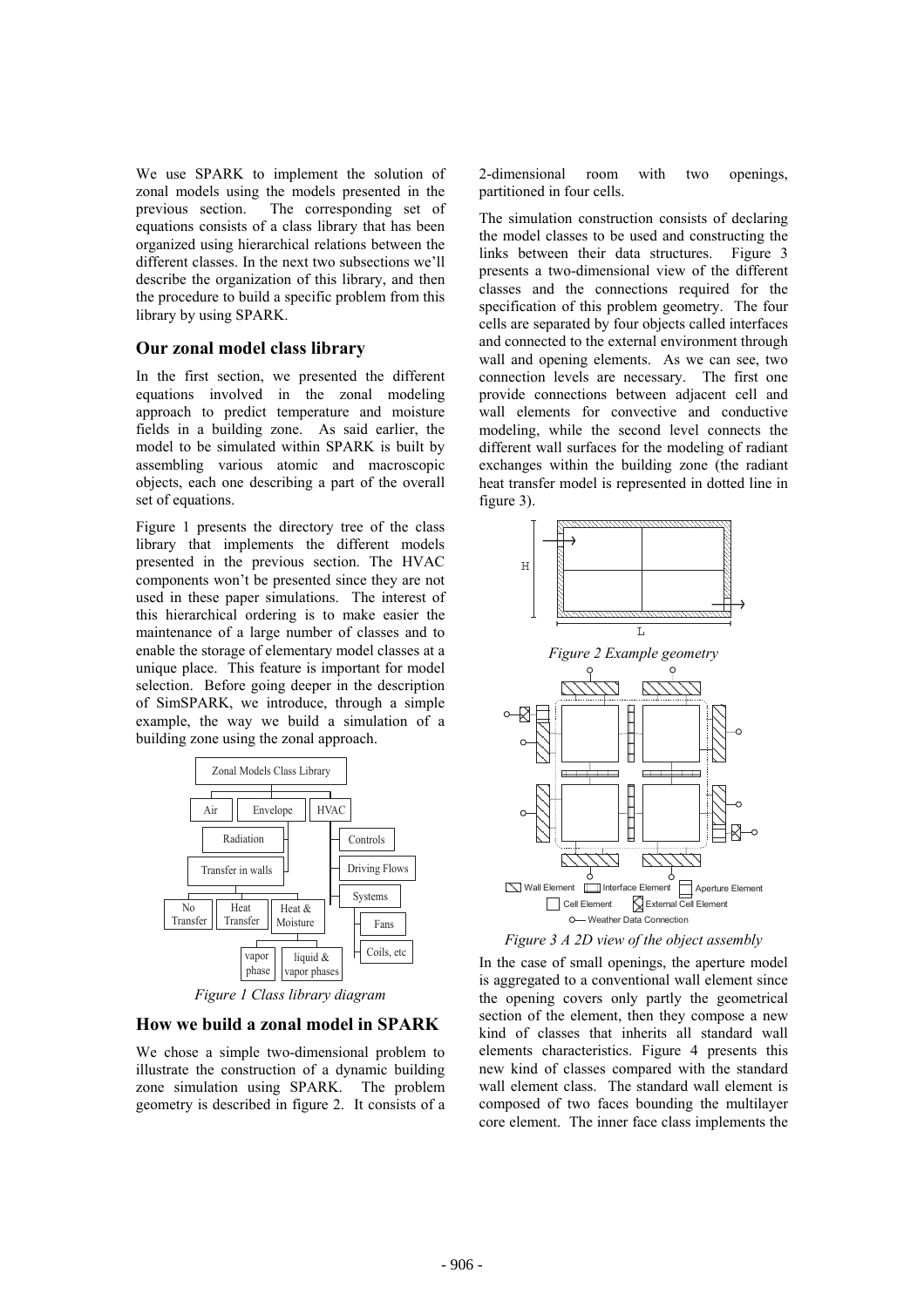We use SPARK to implement the solution of zonal models using the models presented in the previous section. The corresponding set of equations consists of a class library that has been organized using hierarchical relations between the different classes. In the next two subsections we'll describe the organization of this library, and then the procedure to build a specific problem from this library by using SPARK.

## Our zonal model class library

In the first section, we presented the different equations involved in the zonal modeling approach to predict temperature and moisture fields in a building zone. As said earlier, the model to be simulated within SPARK is built by assembling various atomic and macroscopic objects, each one describing a part of the overall set of equations.

Figure 1 presents the directory tree of the class library that implements the different models presented in the previous section. The HVAC components won't be presented since they are not used in these paper simulations. The interest of this hierarchical ordering is to make easier the maintenance of a large number of classes and to enable the storage of elementary model classes at a unique place. This feature is important for model selection. Before going deeper in the description of SimSPARK, we introduce, through a simple example, the way we build a simulation of a building zone using the zonal approach.

*Figure 1 Class library diagram*

## How we build a zonal model in SPARK

We chose a simple two-dimensional problem to illustrate the construction of a dynamic building zone simulation using SPARK. The problem geometry is described in figure 2. It consists of a 2-dimensional room with two openings, partitioned in four cells.

The simulation construction consists of declaring the model classes to be used and constructing the links between their data structures. Figure 3 presents a two-dimensional view of the different classes and the connections required for the specification of this problem geometry. The four cells are separated by four objects called interfaces and connected to the external environment through wall and opening elements. As we can see, two connection levels are necessary. The first one provide connections between adjacent cell and wall elements for convective and conductive modeling, while the second level connects the different wall surfaces for the modeling of radiant exchanges within the building zone (the radiant heat transfer model is represented in dotted line in figure 3).

*Figure 2 Example geometry*

*Figure 3 A 2D view of the object assembly*

In the case of small openings, the aperture model is aggregated to a conventional wall element since the opening covers only partly the geometrical section of the element, then they compose a new kind of classes that inherits all standard wall elements characteristics. Figure 4 presents this new kind of classes compared with the standard wall element class. The standard wall element is composed of two faces bounding the multilayer core element. The inner face class implements the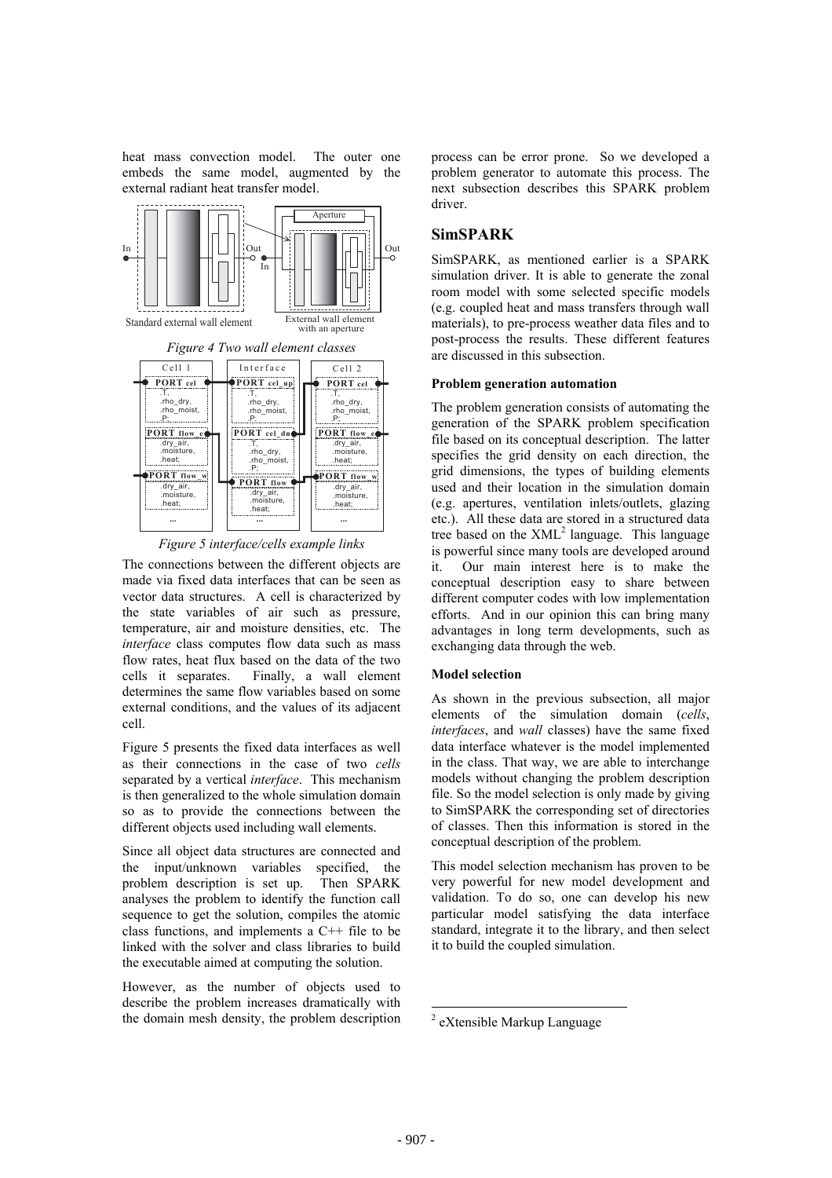heat mass convection model. The outer one embeds the same model, augmented by the external radiant heat transfer model.

*Figure 4 Two wall element classes*

*Figure 5 interface/cells example links*

The connections between the different objects are made via fixed data interfaces that can be seen as vector data structures. A cell is characterized by the state variables of air such as pressure, temperature, air and moisture densities, etc. The *interface* class computes flow data such as mass flow rates, heat flux based on the data of the two cells it separates. Finally, a wall element determines the same flow variables based on some external conditions, and the values of its adjacent cell.

Figure 5 presents the fixed data interfaces as well as their connections in the case of two *cells* separated by a vertical *interface*. This mechanism is then generalized to the whole simulation domain so as to provide the connections between the different objects used including wall elements.

Since all object data structures are connected and the input/unknown variables specified, the problem description is set up. Then SPARK analyses the problem to identify the function call sequence to get the solution, compiles the atomic class functions, and implements a C++ file to be linked with the solver and class libraries to build the executable aimed at computing the solution.

However, as the number of objects used to describe the problem increases dramatically with the domain mesh density, the problem description process can be error prone. So we developed a problem generator to automate this process. The next subsection describes this SPARK problem driver.

## SimSPARK

SimSPARK, as mentioned earlier is a SPARK simulation driver. It is able to generate the zonal room model with some selected specific models (e.g. coupled heat and mass transfers through wall materials), to pre-process weather data files and to post-process the results. These different features are discussed in this subsection.

### Problem generation automation

The problem generation consists of automating the generation of the SPARK problem specification file based on its conceptual description. The latter specifies the grid density on each direction, the grid dimensions, the types of building elements used and their location in the simulation domain (e.g. apertures, ventilation inlets/outlets, glazing etc.). All these data are stored in a structured data tree based on the XML[2] language. This language is powerful since many tools are developed around it. Our main interest here is to make the conceptual description easy to share between different computer codes with low implementation efforts. And in our opinion this can bring many advantages in long term developments, such as exchanging data through the web.

### Model selection

As shown in the previous subsection, all major elements of the simulation domain (*cells*, *interfaces*, and *wall* classes) have the same fixed data interface whatever is the model implemented in the class. That way, we are able to interchange models without changing the problem description file. So the model selection is only made by giving to SimSPARK the corresponding set of directories of classes. Then this information is stored in the conceptual description of the problem.

This model selection mechanism has proven to be very powerful for new model development and validation. To do so, one can develop his new particular model satisfying the data interface standard, integrate it to the library, and then select it to build the coupled simulation.

[2] eXtensible Markup Language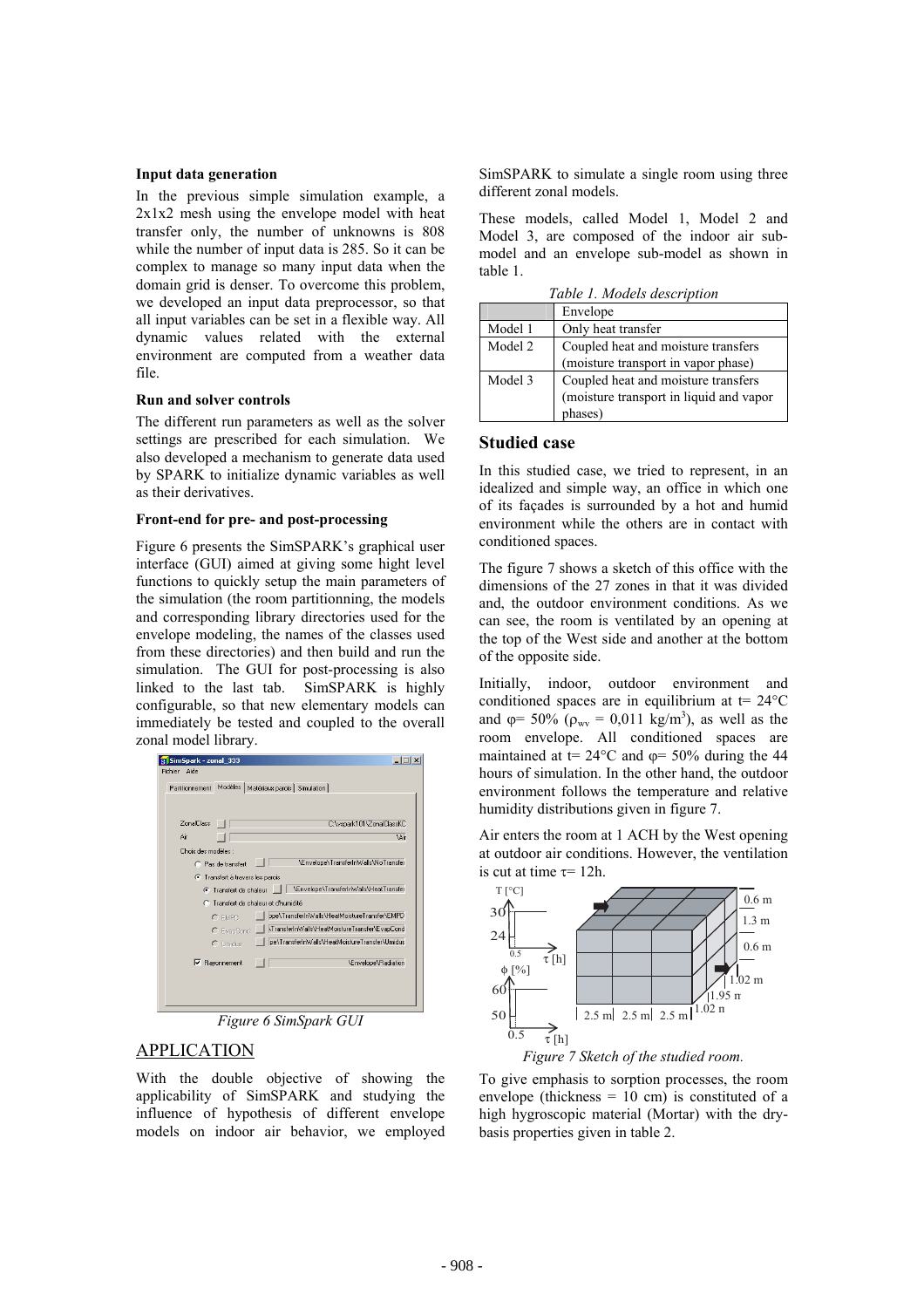### Input data generation

In the previous simple simulation example, a 2x1x2 mesh using the envelope model with heat transfer only, the number of unknowns is 808 while the number of input data is 285. So it can be complex to manage so many input data when the domain grid is denser. To overcome this problem, we developed an input data preprocessor, so that all input variables can be set in a flexible way. All dynamic values related with the external environment are computed from a weather data file.

### Run and solver controls

The different run parameters as well as the solver settings are prescribed for each simulation. We also developed a mechanism to generate data used by SPARK to initialize dynamic variables as well as their derivatives.

### Front-end for pre- and post-processing

Figure 6 presents the SimSPARK's graphical user interface (GUI) aimed at giving some hight level functions to quickly setup the main parameters of the simulation (the room partitionning, the models and corresponding library directories used for the envelope modeling, the names of the classes used from these directories) and then build and run the simulation. The GUI for post-processing is also linked to the last tab. SimSPARK is highly configurable, so that new elementary models can immediately be tested and coupled to the overall zonal model library.

*Figure 6 SimSpark GUI*

## APPLICATION

With the double objective of showing the applicability of SimSPARK and studying the influence of hypothesis of different envelope models on indoor air behavior, we employed SimSPARK to simulate a single room using three different zonal models.

These models, called Model 1, Model 2 and Model 3, are composed of the indoor air sub-model and an envelope sub-model as shown in table 1.

*Table 1. Models description*

| | Envelope |
|---|---|
| Model 1 | Only heat transfer |
| Model 2 | Coupled heat and moisture transfers (moisture transport in vapor phase) |
| Model 3 | Coupled heat and moisture transfers (moisture transport in liquid and vapor phases) |

## Studied case

In this studied case, we tried to represent, in an idealized and simple way, an office in which one of its façades is surrounded by a hot and humid environment while the others are in contact with conditioned spaces.

The figure 7 shows a sketch of this office with the dimensions of the 27 zones in that it was divided and, the outdoor environment conditions. As we can see, the room is ventilated by an opening at the top of the West side and another at the bottom of the opposite side.

Initially, indoor, outdoor environment and conditioned spaces are in equilibrium at t= 24°C and φ= 50% ($\rho_{wv}$ = 0,011 kg/m$^3$), as well as the room envelope. All conditioned spaces are maintained at t= 24°C and φ= 50% during the 44 hours of simulation. In the other hand, the outdoor environment follows the temperature and relative humidity distributions given in figure 7.

Air enters the room at 1 ACH by the West opening at outdoor air conditions. However, the ventilation is cut at time τ= 12h.

*Figure 7 Sketch of the studied room.*

To give emphasis to sorption processes, the room envelope (thickness = 10 cm) is constituted of a high hygroscopic material (Mortar) with the dry-basis properties given in table 2.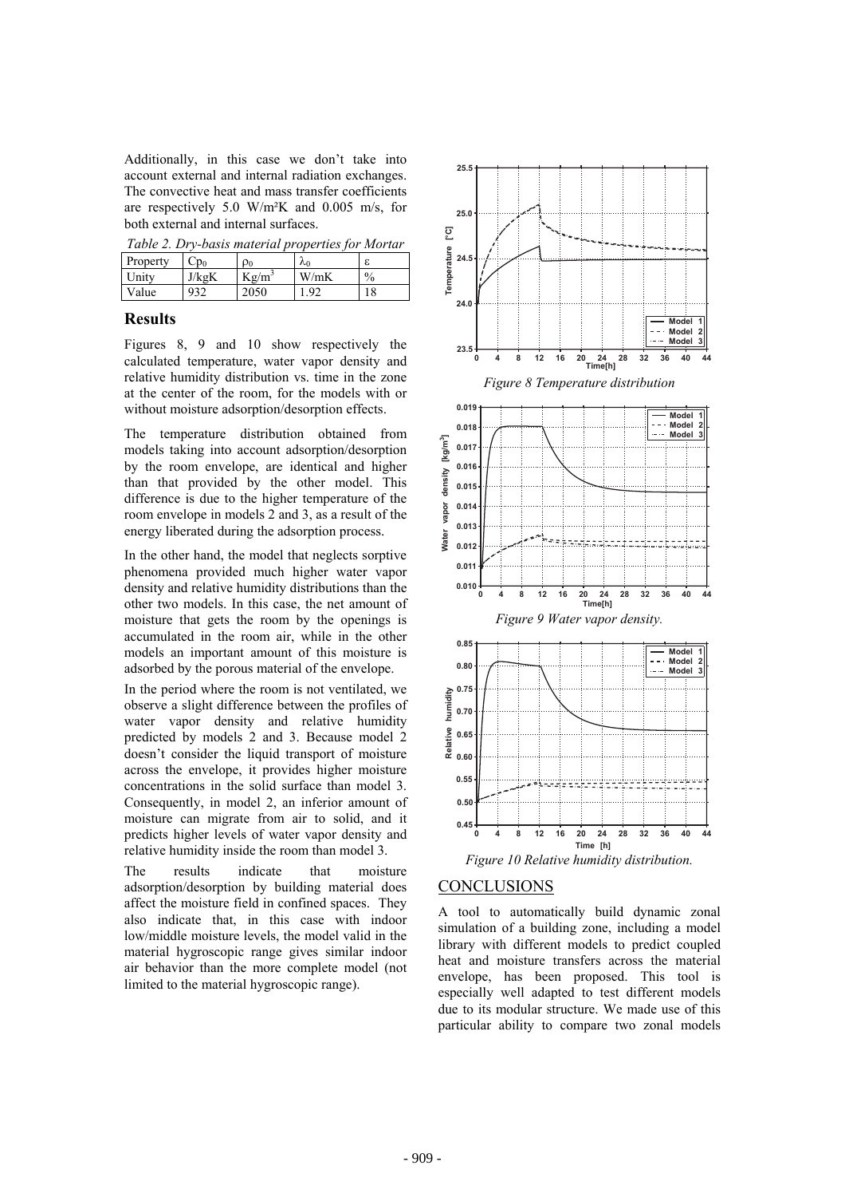Additionally, in this case we don't take into account external and internal radiation exchanges. The convective heat and mass transfer coefficients are respectively 5.0 W/m²K and 0.005 m/s, for both external and internal surfaces.

*Table 2. Dry-basis material properties for Mortar*

| Property | $Cp_0$ | $\rho_0$ | $\lambda_0$ | $\varepsilon$ |
|---|---|---|---|---|
| Unity | J/kgK | Kg/m³ | W/mK | % |
| Value | 932 | 2050 | 1.92 | 18 |

## Results

Figures 8, 9 and 10 show respectively the calculated temperature, water vapor density and relative humidity distribution vs. time in the zone at the center of the room, for the models with or without moisture adsorption/desorption effects.

The temperature distribution obtained from models taking into account adsorption/desorption by the room envelope, are identical and higher than that provided by the other model. This difference is due to the higher temperature of the room envelope in models 2 and 3, as a result of the energy liberated during the adsorption process.

In the other hand, the model that neglects sorptive phenomena provided much higher water vapor density and relative humidity distributions than the other two models. In this case, the net amount of moisture that gets the room by the openings is accumulated in the room air, while in the other models an important amount of this moisture is adsorbed by the porous material of the envelope.

In the period where the room is not ventilated, we observe a slight difference between the profiles of water vapor density and relative humidity predicted by models 2 and 3. Because model 2 doesn't consider the liquid transport of moisture across the envelope, it provides higher moisture concentrations in the solid surface than model 3. Consequently, in model 2, an inferior amount of moisture can migrate from air to solid, and it predicts higher levels of water vapor density and relative humidity inside the room than model 3.

The results indicate that moisture adsorption/desorption by building material does affect the moisture field in confined spaces. They also indicate that, in this case with indoor low/middle moisture levels, the model valid in the material hygroscopic range gives similar indoor air behavior than the more complete model (not limited to the material hygroscopic range).

*Figure 8 Temperature distribution*

*Figure 9 Water vapor density.*

*Figure 10 Relative humidity distribution.*

## CONCLUSIONS

A tool to automatically build dynamic zonal simulation of a building zone, including a model library with different models to predict coupled heat and moisture transfers across the material envelope, has been proposed. This tool is especially well adapted to test different models due to its modular structure. We made use of this particular ability to compare two zonal models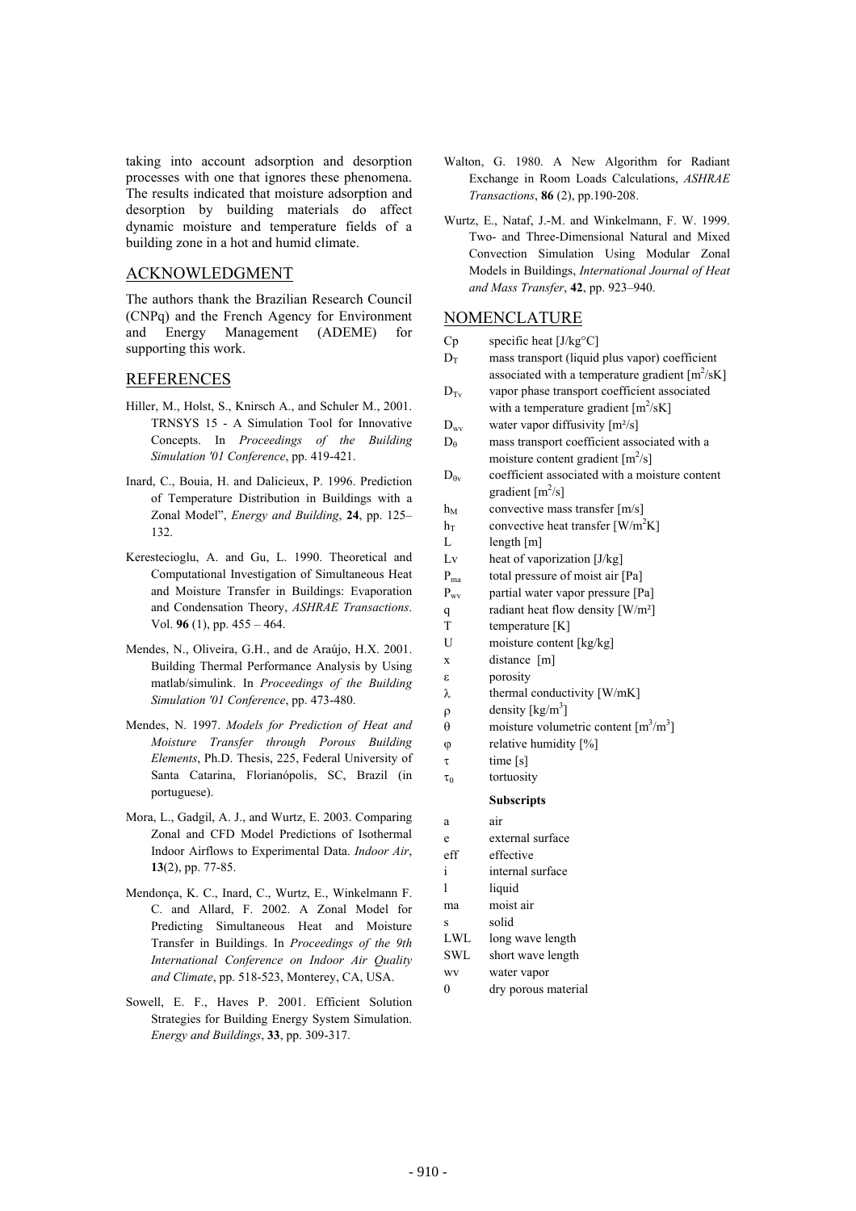taking into account adsorption and desorption processes with one that ignores these phenomena. The results indicated that moisture adsorption and desorption by building materials do affect dynamic moisture and temperature fields of a building zone in a hot and humid climate.

## ACKNOWLEDGMENT

The authors thank the Brazilian Research Council (CNPq) and the French Agency for Environment and Energy Management (ADEME) for supporting this work.

## REFERENCES

Hiller, M., Holst, S., Knirsch A., and Schuler M., 2001. TRNSYS 15 - A Simulation Tool for Innovative Concepts. In *Proceedings of the Building Simulation '01 Conference*, pp. 419-421.

Inard, C., Bouia, H. and Dalicieux, P. 1996. Prediction of Temperature Distribution in Buildings with a Zonal Model", *Energy and Building*, **24**, pp. 125–132.

Kerestecioglu, A. and Gu, L. 1990. Theoretical and Computational Investigation of Simultaneous Heat and Moisture Transfer in Buildings: Evaporation and Condensation Theory, *ASHRAE Transactions*. Vol. **96** (1), pp. 455 – 464.

Mendes, N., Oliveira, G.H., and de Araújo, H.X. 2001. Building Thermal Performance Analysis by Using matlab/simulink. In *Proceedings of the Building Simulation '01 Conference*, pp. 473-480.

Mendes, N. 1997. *Models for Prediction of Heat and Moisture Transfer through Porous Building Elements*, Ph.D. Thesis, 225, Federal University of Santa Catarina, Florianópolis, SC, Brazil (in portuguese).

Mora, L., Gadgil, A. J., and Wurtz, E. 2003. Comparing Zonal and CFD Model Predictions of Isothermal Indoor Airflows to Experimental Data. *Indoor Air*, **13**(2), pp. 77-85.

Mendonça, K. C., Inard, C., Wurtz, E., Winkelmann F. C. and Allard, F. 2002. A Zonal Model for Predicting Simultaneous Heat and Moisture Transfer in Buildings. In *Proceedings of the 9th International Conference on Indoor Air Quality and Climate*, pp. 518-523, Monterey, CA, USA.

Sowell, E. F., Haves P. 2001. Efficient Solution Strategies for Building Energy System Simulation. *Energy and Buildings*, **33**, pp. 309-317.

Walton, G. 1980. A New Algorithm for Radiant Exchange in Room Loads Calculations, *ASHRAE Transactions*, **86** (2), pp.190-208.

Wurtz, E., Nataf, J.-M. and Winkelmann, F. W. 1999. Two- and Three-Dimensional Natural and Mixed Convection Simulation Using Modular Zonal Models in Buildings, *International Journal of Heat and Mass Transfer*, **42**, pp. 923–940.

## NOMENCLATURE

| | |
|---|---|
| $Cp$ | specific heat [J/kg°C] |
| $D_T$ | mass transport (liquid plus vapor) coefficient associated with a temperature gradient [$m^2/sK$] |
| $D_{Tv}$ | vapor phase transport coefficient associated with a temperature gradient [$m^2/sK$] |
| $D_{wv}$ | water vapor diffusivity [$m^2/s$] |
| $D_\theta$ | mass transport coefficient associated with a moisture content gradient [$m^2/s$] |
| $D_{\theta v}$ | coefficient associated with a moisture content gradient [$m^2/s$] |
| $h_M$ | convective mass transfer [m/s] |
| $h_T$ | convective heat transfer [$W/m^2K$] |
| $L$ | length [m] |
| $Lv$ | heat of vaporization [J/kg] |
| $P_{ma}$ | total pressure of moist air [Pa] |
| $P_{wv}$ | partial water vapor pressure [Pa] |
| $q$ | radiant heat flow density [$W/m^2$] |
| $T$ | temperature [K] |
| $U$ | moisture content [kg/kg] |
| $x$ | distance [m] |
| $\varepsilon$ | porosity |
| $\lambda$ | thermal conductivity [W/mK] |
| $\rho$ | density [$kg/m^3$] |
| $\theta$ | moisture volumetric content [$m^3/m^3$] |
| $\varphi$ | relative humidity [%] |
| $\tau$ | time [s] |
| $\tau_0$ | tortuosity |

**Subscripts**

| | |
|---|---|
| a | air |
| e | external surface |
| eff | effective |
| i | internal surface |
| l | liquid |
| ma | moist air |
| s | solid |
| LWL | long wave length |
| SWL | short wave length |
| wv | water vapor |
| 0 | dry porous material |